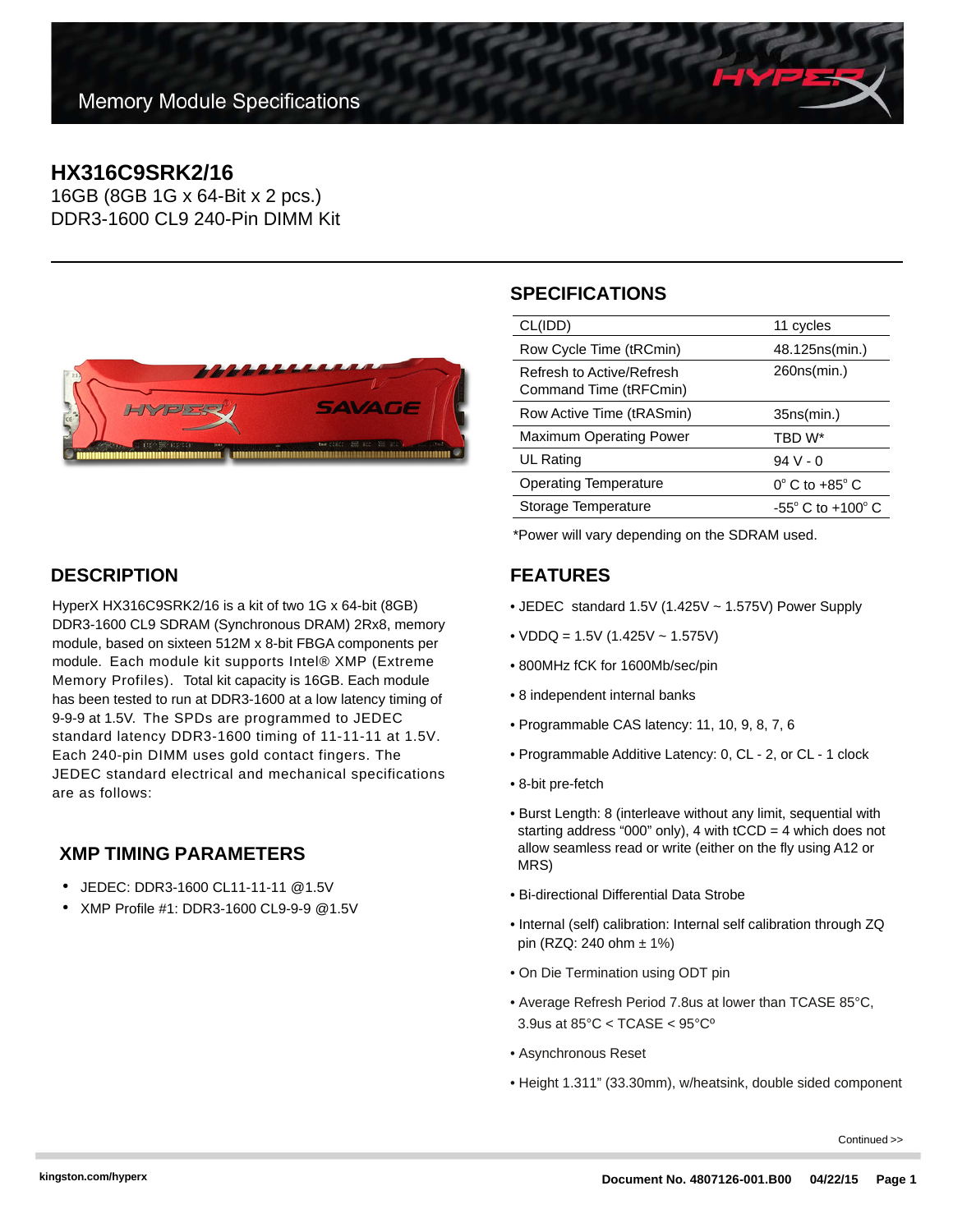Memory Module Specifications

# HX316C9SRK2/16

16GB (8GB 1G x 64-Bit x 2 pcs.)
DDR3-1600 CL9 240-Pin DIMM Kit

## SPECIFICATIONS

| | |
|---|---|
| CL(IDD) | 11 cycles |
| Row Cycle Time (tRCmin) | 48.125ns(min.) |
| Refresh to Active/Refresh Command Time (tRFCmin) | 260ns(min.) |
| Row Active Time (tRASmin) | 35ns(min.) |
| Maximum Operating Power | TBD W* |
| UL Rating | 94 V - 0 |
| Operating Temperature | 0° C to +85° C |
| Storage Temperature | -55° C to +100° C |

*Power will vary depending on the SDRAM used.

## DESCRIPTION

HyperX HX316C9SRK2/16 is a kit of two 1G x 64-bit (8GB) DDR3-1600 CL9 SDRAM (Synchronous DRAM) 2Rx8, memory module, based on sixteen 512M x 8-bit FBGA components per module. Each module kit supports Intel® XMP (Extreme Memory Profiles). Total kit capacity is 16GB. Each module has been tested to run at DDR3-1600 at a low latency timing of 9-9-9 at 1.5V. The SPDs are programmed to JEDEC standard latency DDR3-1600 timing of 11-11-11 at 1.5V. Each 240-pin DIMM uses gold contact fingers. The JEDEC standard electrical and mechanical specifications are as follows:

## XMP TIMING PARAMETERS

- JEDEC: DDR3-1600 CL11-11-11 @1.5V
- XMP Profile #1: DDR3-1600 CL9-9-9 @1.5V

## FEATURES

- JEDEC standard 1.5V (1.425V ~ 1.575V) Power Supply
- VDDQ = 1.5V (1.425V ~ 1.575V)
- 800MHz fCK for 1600Mb/sec/pin
- 8 independent internal banks
- Programmable CAS latency: 11, 10, 9, 8, 7, 6
- Programmable Additive Latency: 0, CL - 2, or CL - 1 clock
- 8-bit pre-fetch
- Burst Length: 8 (interleave without any limit, sequential with starting address “000” only), 4 with tCCD = 4 which does not allow seamless read or write (either on the fly using A12 or MRS)
- Bi-directional Differential Data Strobe
- Internal (self) calibration: Internal self calibration through ZQ pin (RZQ: 240 ohm ± 1%)
- On Die Termination using ODT pin
- Average Refresh Period 7.8us at lower than TCASE 85°C, 3.9us at 85°C < TCASE < 95°Cº
- Asynchronous Reset
- Height 1.311” (33.30mm), w/heatsink, double sided component

Continued >>

kingston.com/hyperx

Document No. 4807126-001.B00 04/22/15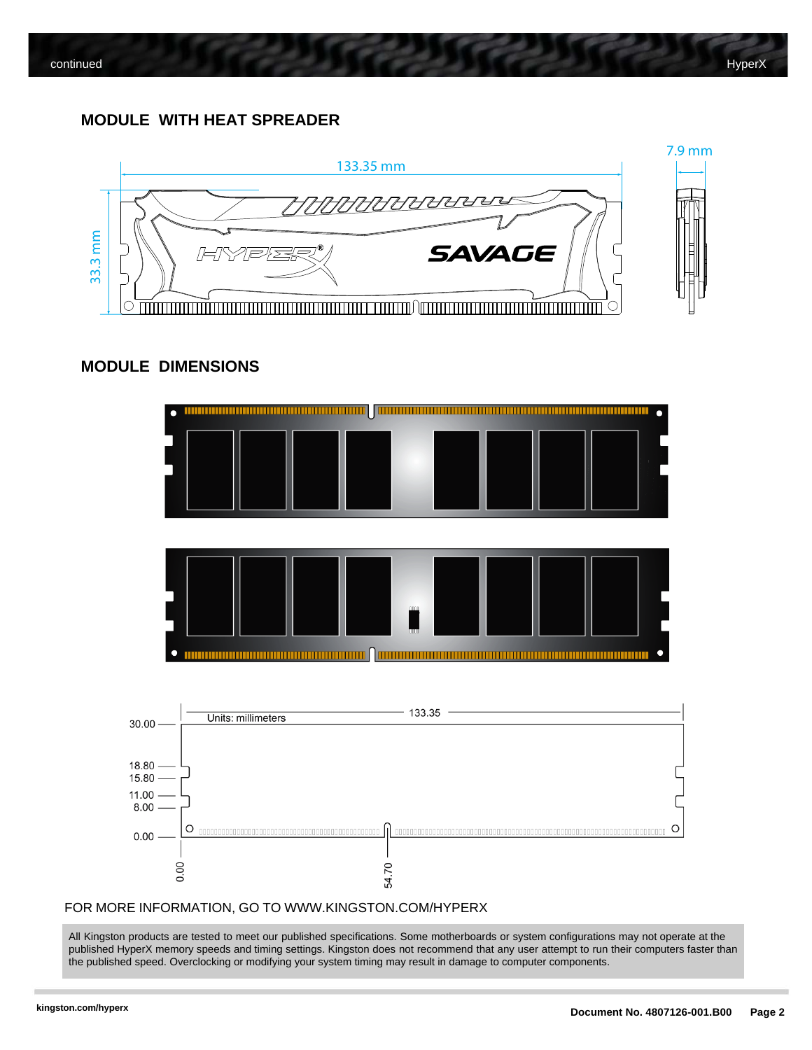## MODULE WITH HEAT SPREADER

133.35 mm

7.9 mm

33.3 mm

## MODULE DIMENSIONS

Units: millimeters

133.35

30.00

18.80

15.80

11.00

8.00

0.00

0.00

54.70

FOR MORE INFORMATION, GO TO WWW.KINGSTON.COM/HYPERX

All Kingston products are tested to meet our published specifications. Some motherboards or system configurations may not operate at the published HyperX memory speeds and timing settings. Kingston does not recommend that any user attempt to run their computers faster than the published speed. Overclocking or modifying your system timing may result in damage to computer components.

kingston.com/hyperx

Document No. 4807126-001.B00